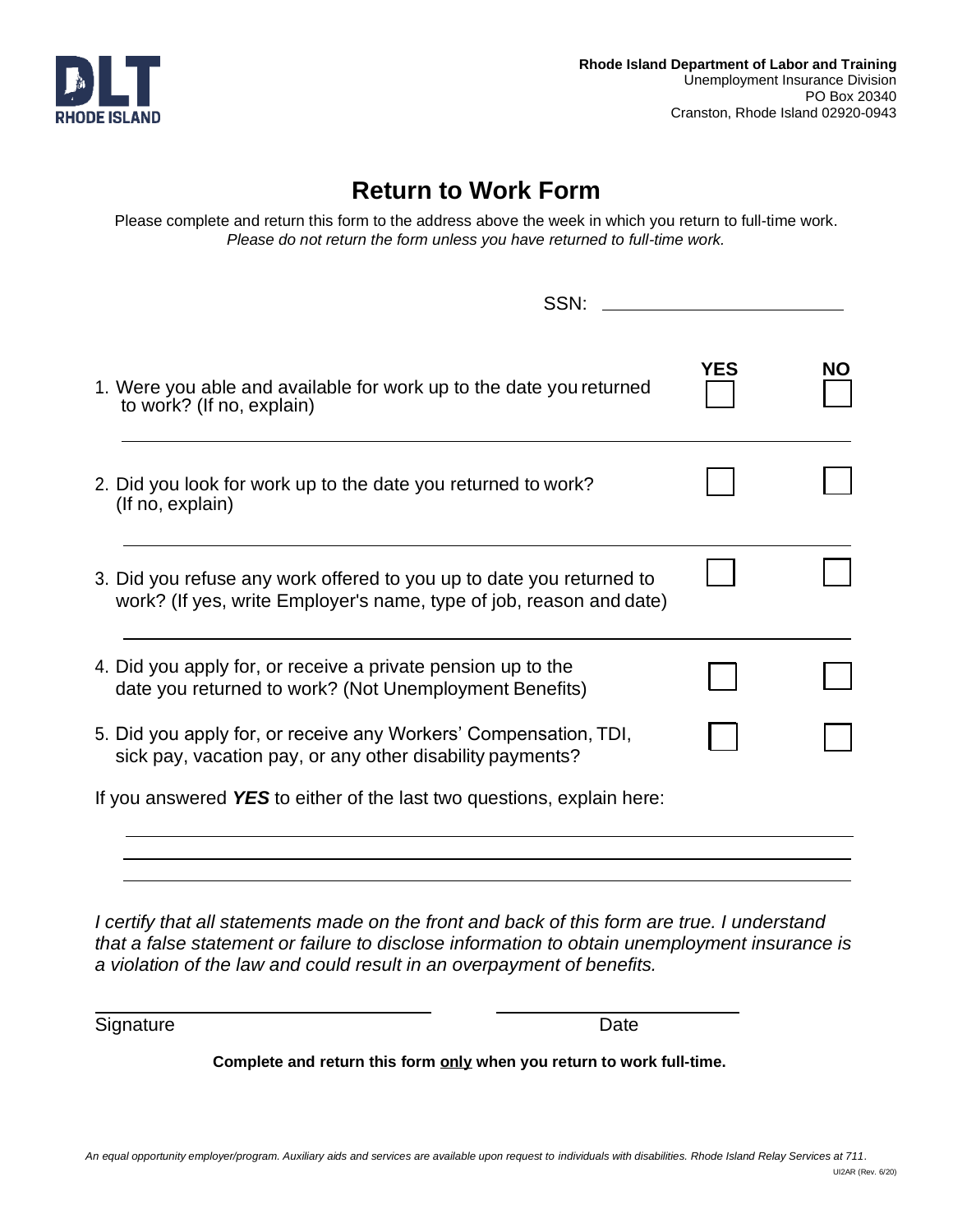**Rhode Island Department of Labor and Training**
Unemployment Insurance Division
PO Box 20340
Cranston, Rhode Island 02920-0943

# Return to Work Form

Please complete and return this form to the address above the week in which you return to full-time work.
*Please do not return the form unless you have returned to full-time work.*

SSN: ______________________

| | YES | NO |
|---|---|---|
| 1. Were you able and available for work up to the date you returned to work? (If no, explain) | ☐ | ☐ |
| 2. Did you look for work up to the date you returned to work? (If no, explain) | ☐ | ☐ |
| 3. Did you refuse any work offered to you up to date you returned to work? (If yes, write Employer's name, type of job, reason and date) | ☐ | ☐ |
| 4. Did you apply for, or receive a private pension up to the date you returned to work? (Not Unemployment Benefits) | ☐ | ☐ |
| 5. Did you apply for, or receive any Workers' Compensation, TDI, sick pay, vacation pay, or any other disability payments? | ☐ | ☐ |

If you answered ***YES*** to either of the last two questions, explain here:

______________________________________________________________

______________________________________________________________

______________________________________________________________

*I certify that all statements made on the front and back of this form are true. I understand that a false statement or failure to disclose information to obtain unemployment insurance is a violation of the law and could result in an overpayment of benefits.*

______________________________ ______________________

Signature Date

**Complete and return this form only when you return to work full-time.**

*An equal opportunity employer/program. Auxiliary aids and services are available upon request to individuals with disabilities. Rhode Island Relay Services at 711.*

UI2AR (Rev. 6/20)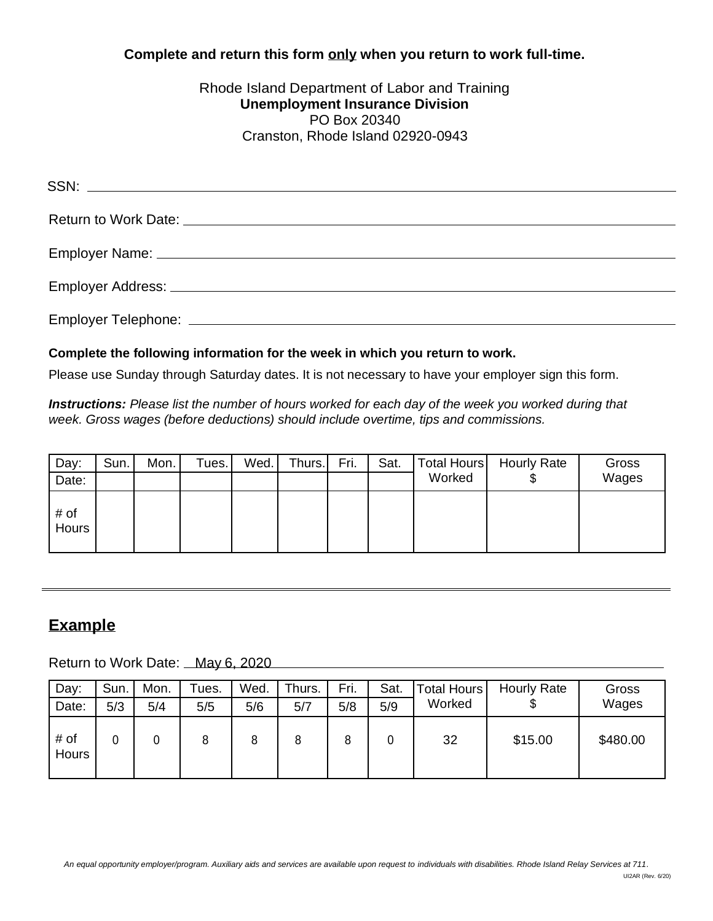**Complete and return this form only when you return to work full-time.**

Rhode Island Department of Labor and Training
**Unemployment Insurance Division**
PO Box 20340
Cranston, Rhode Island 02920-0943

SSN: ______________________________

Return to Work Date: ______________________________

Employer Name: ______________________________

Employer Address: ______________________________

Employer Telephone: ______________________________

**Complete the following information for the week in which you return to work.**

Please use Sunday through Saturday dates. It is not necessary to have your employer sign this form.

***Instructions:*** *Please list the number of hours worked for each day of the week you worked during that week. Gross wages (before deductions) should include overtime, tips and commissions.*

| Day: | Sun. | Mon. | Tues. | Wed. | Thurs. | Fri. | Sat. | Total Hours Worked | Hourly Rate $ | Gross Wages |
|---|---|---|---|---|---|---|---|---|---|---|
| Date: | | | | | | | | | | |
| # of Hours | | | | | | | | | | |

---

## Example

Return to Work Date: May 6, 2020

| Day: | Sun. | Mon. | Tues. | Wed. | Thurs. | Fri. | Sat. | Total Hours Worked | Hourly Rate $ | Gross Wages |
|---|---|---|---|---|---|---|---|---|---|---|
| Date: | 5/3 | 5/4 | 5/5 | 5/6 | 5/7 | 5/8 | 5/9 | | | |
| # of Hours | 0 | 0 | 8 | 8 | 8 | 8 | 0 | 32 | $15.00 | $480.00 |

*An equal opportunity employer/program. Auxiliary aids and services are available upon request to individuals with disabilities. Rhode Island Relay Services at 711.*

UI2AR (Rev. 6/20)